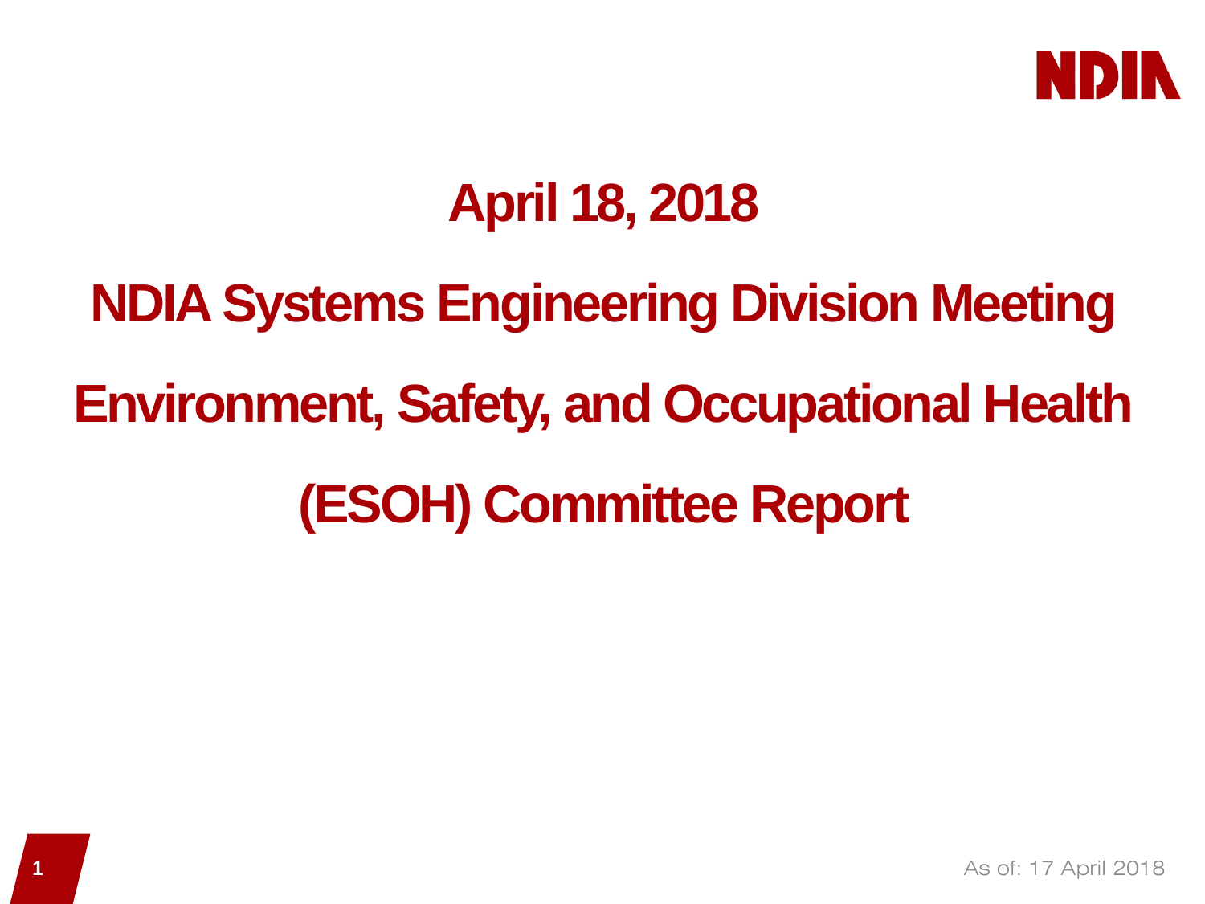NDIA

# April 18, 2018

# NDIA Systems Engineering Division Meeting

# Environment, Safety, and Occupational Health (ESOH) Committee Report

As of: 17 April 2018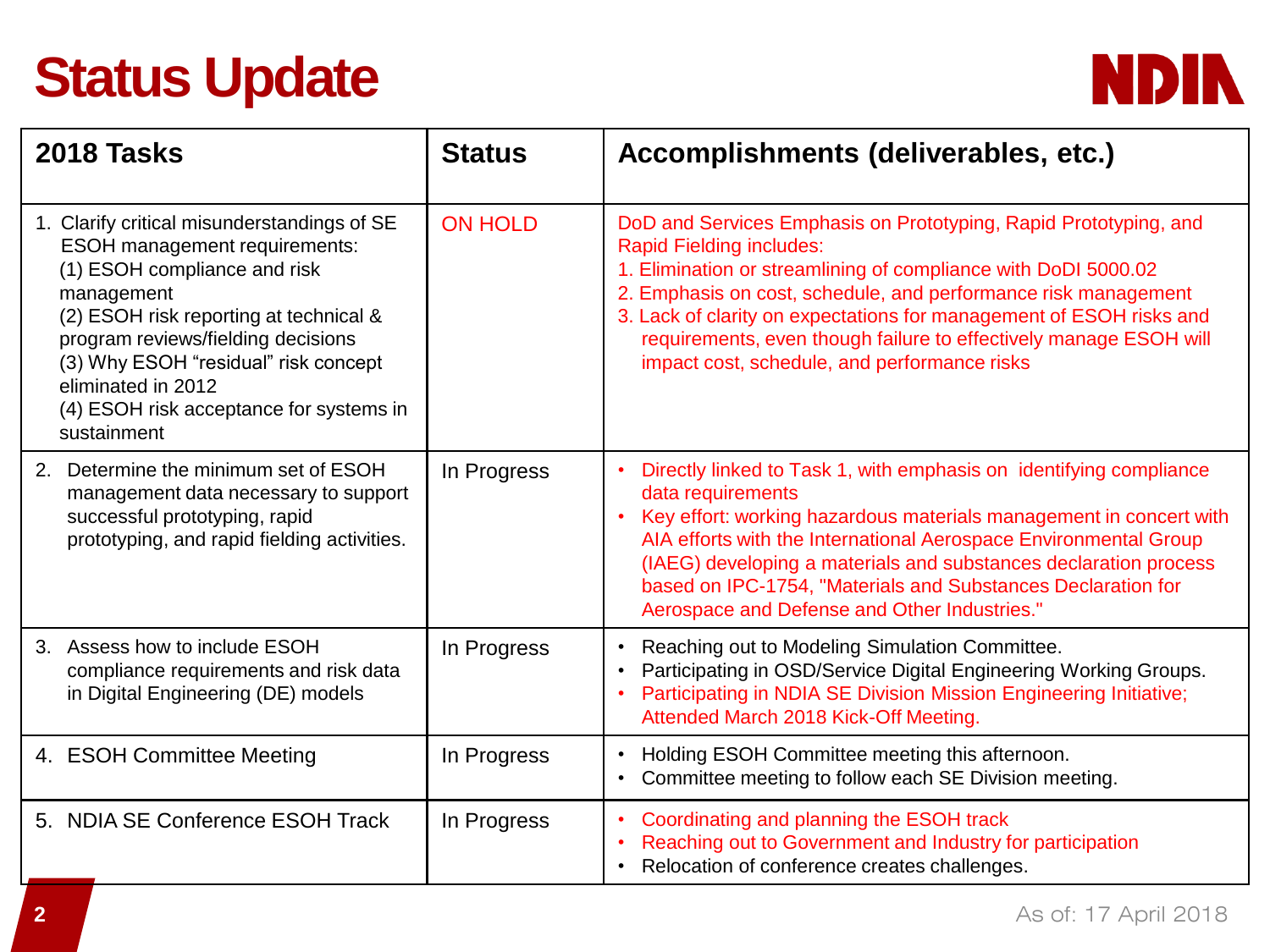# Status Update

| 2018 Tasks | Status | Accomplishments (deliverables, etc.) |
|---|---|---|
| 1. Clarify critical misunderstandings of SE ESOH management requirements: (1) ESOH compliance and risk management (2) ESOH risk reporting at technical & program reviews/fielding decisions (3) Why ESOH "residual" risk concept eliminated in 2012 (4) ESOH risk acceptance for systems in sustainment | ON HOLD | DoD and Services Emphasis on Prototyping, Rapid Prototyping, and Rapid Fielding includes: 1. Elimination or streamlining of compliance with DoDI 5000.02 2. Emphasis on cost, schedule, and performance risk management 3. Lack of clarity on expectations for management of ESOH risks and requirements, even though failure to effectively manage ESOH will impact cost, schedule, and performance risks |
| 2. Determine the minimum set of ESOH management data necessary to support successful prototyping, rapid prototyping, and rapid fielding activities. | In Progress | • Directly linked to Task 1, with emphasis on identifying compliance data requirements • Key effort: working hazardous materials management in concert with AIA efforts with the International Aerospace Environmental Group (IAEG) developing a materials and substances declaration process based on IPC-1754, "Materials and Substances Declaration for Aerospace and Defense and Other Industries." |
| 3. Assess how to include ESOH compliance requirements and risk data in Digital Engineering (DE) models | In Progress | • Reaching out to Modeling Simulation Committee. • Participating in OSD/Service Digital Engineering Working Groups. • Participating in NDIA SE Division Mission Engineering Initiative; Attended March 2018 Kick-Off Meeting. |
| 4. ESOH Committee Meeting | In Progress | • Holding ESOH Committee meeting this afternoon. • Committee meeting to follow each SE Division meeting. |
| 5. NDIA SE Conference ESOH Track | In Progress | • Coordinating and planning the ESOH track • Reaching out to Government and Industry for participation • Relocation of conference creates challenges. |

As of: 17 April 2018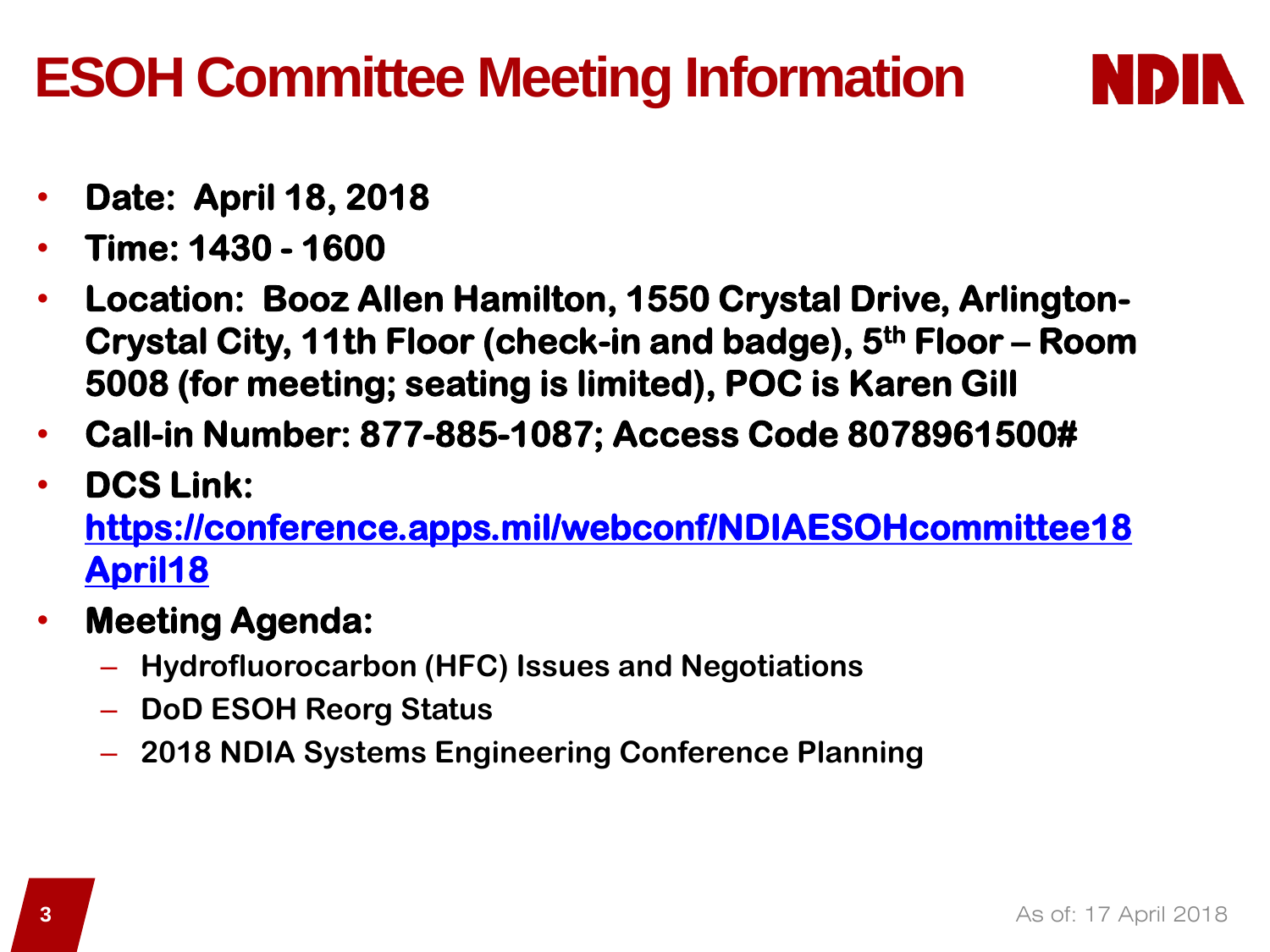# ESOH Committee Meeting Information

NDIA

- **Date: April 18, 2018**
- **Time: 1430 - 1600**
- **Location: Booz Allen Hamilton, 1550 Crystal Drive, Arlington-Crystal City, 11th Floor (check-in and badge), 5th Floor – Room 5008 (for meeting; seating is limited), POC is Karen Gill**
- **Call-in Number: 877-885-1087; Access Code 8078961500#**
- **DCS Link: [https://conference.apps.mil/webconf/NDIAESOHcommittee18April18](https://conference.apps.mil/webconf/NDIAESOHcommittee18April18)**
- **Meeting Agenda:**
  - **Hydrofluorocarbon (HFC) Issues and Negotiations**
  - **DoD ESOH Reorg Status**
  - **2018 NDIA Systems Engineering Conference Planning**

As of: 17 April 2018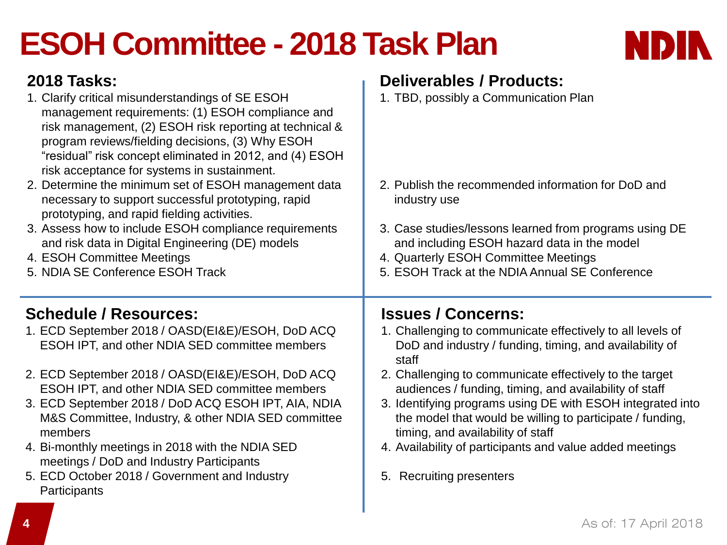# ESOH Committee - 2018 Task Plan

## 2018 Tasks:

1. Clarify critical misunderstandings of SE ESOH management requirements: (1) ESOH compliance and risk management, (2) ESOH risk reporting at technical & program reviews/fielding decisions, (3) Why ESOH "residual" risk concept eliminated in 2012, and (4) ESOH risk acceptance for systems in sustainment.
2. Determine the minimum set of ESOH management data necessary to support successful prototyping, rapid prototyping, and rapid fielding activities.
3. Assess how to include ESOH compliance requirements and risk data in Digital Engineering (DE) models
4. ESOH Committee Meetings
5. NDIA SE Conference ESOH Track

## Deliverables / Products:

1. TBD, possibly a Communication Plan
2. Publish the recommended information for DoD and industry use
3. Case studies/lessons learned from programs using DE and including ESOH hazard data in the model
4. Quarterly ESOH Committee Meetings
5. ESOH Track at the NDIA Annual SE Conference

## Schedule / Resources:

1. ECD September 2018 / OASD(EI&E)/ESOH, DoD ACQ ESOH IPT, and other NDIA SED committee members
2. ECD September 2018 / OASD(EI&E)/ESOH, DoD ACQ ESOH IPT, and other NDIA SED committee members
3. ECD September 2018 / DoD ACQ ESOH IPT, AIA, NDIA M&S Committee, Industry, & other NDIA SED committee members
4. Bi-monthly meetings in 2018 with the NDIA SED meetings / DoD and Industry Participants
5. ECD October 2018 / Government and Industry Participants

## Issues / Concerns:

1. Challenging to communicate effectively to all levels of DoD and industry / funding, timing, and availability of staff
2. Challenging to communicate effectively to the target audiences / funding, timing, and availability of staff
3. Identifying programs using DE with ESOH integrated into the model that would be willing to participate / funding, timing, and availability of staff
4. Availability of participants and value added meetings
5. Recruiting presenters

As of: 17 April 2018